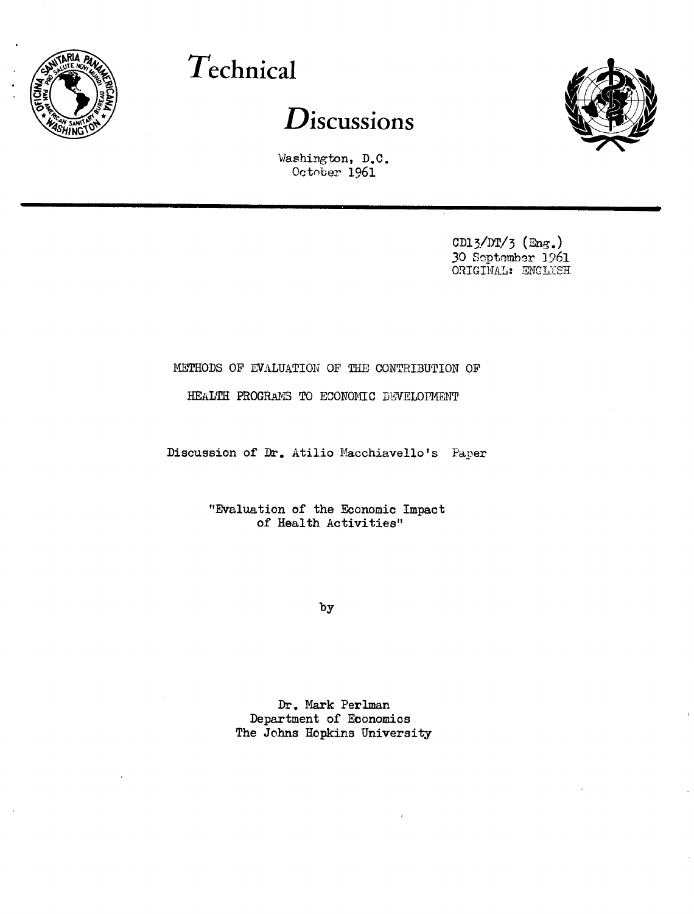# *T*echnical

# *D*iscussions

Washington, D.C.
October 1961

CD13/DT/3 (Eng.)
30 September 1961
ORIGINAL: ENGLISH

METHODS OF EVALUATION OF THE CONTRIBUTION OF
HEALTH PROGRAMS TO ECONOMIC DEVELOPMENT

Discussion of Dr. Atilio Macchiavello's Paper

"Evaluation of the Economic Impact
of Health Activities"

by

Dr. Mark Perlman
Department of Economics
The Johns Hopkins University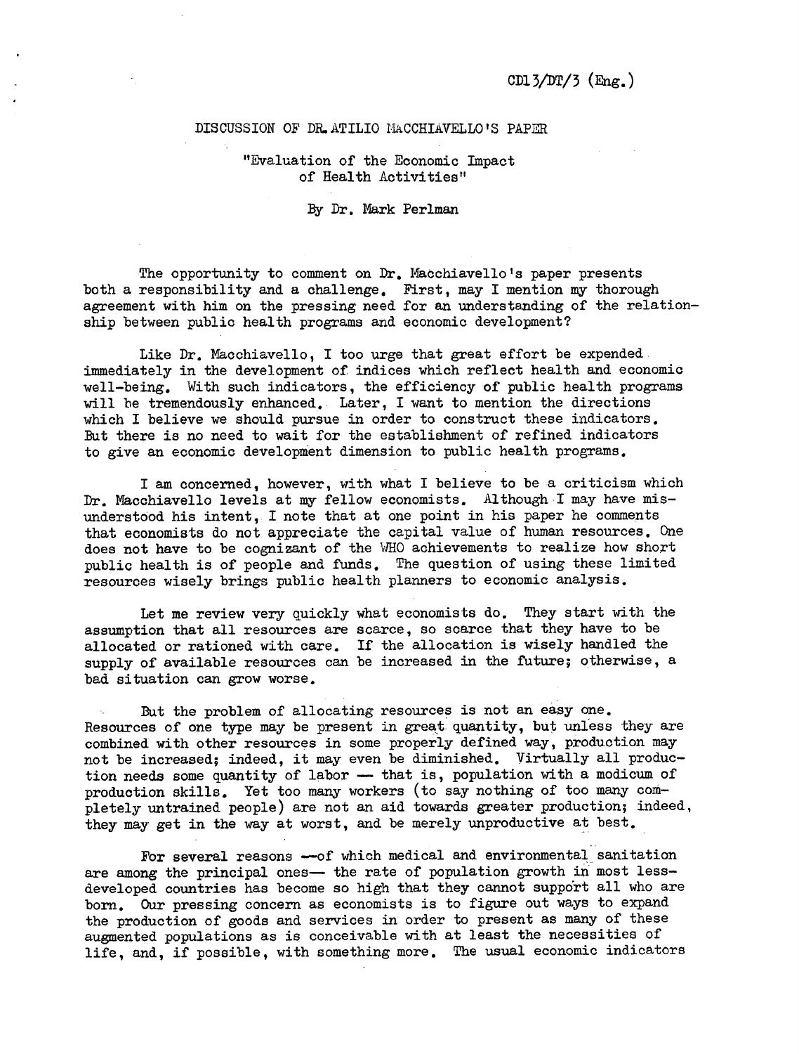CD13/DT/3 (Eng.)

DISCUSSION OF DR. ATILIO MACCHIAVELLO'S PAPER

"Evaluation of the Economic Impact of Health Activities"

By Dr. Mark Perlman

The opportunity to comment on Dr. Macchiavello's paper presents both a responsibility and a challenge. First, may I mention my thorough agreement with him on the pressing need for an understanding of the relationship between public health programs and economic development?

Like Dr. Macchiavello, I too urge that great effort be expended immediately in the development of indices which reflect health and economic well-being. With such indicators, the efficiency of public health programs will be tremendously enhanced. Later, I want to mention the directions which I believe we should pursue in order to construct these indicators. But there is no need to wait for the establishment of refined indicators to give an economic development dimension to public health programs.

I am concerned, however, with what I believe to be a criticism which Dr. Macchiavello levels at my fellow economists. Although I may have misunderstood his intent, I note that at one point in his paper he comments that economists do not appreciate the capital value of human resources. One does not have to be cognizant of the WHO achievements to realize how short public health is of people and funds. The question of using these limited resources wisely brings public health planners to economic analysis.

Let me review very quickly what economists do. They start with the assumption that all resources are scarce, so scarce that they have to be allocated or rationed with care. If the allocation is wisely handled the supply of available resources can be increased in the future; otherwise, a bad situation can grow worse.

But the problem of allocating resources is not an easy one. Resources of one type may be present in great quantity, but unless they are combined with other resources in some properly defined way, production may not be increased; indeed, it may even be diminished. Virtually all production needs some quantity of labor — that is, population with a modicum of production skills. Yet too many workers (to say nothing of too many completely untrained people) are not an aid towards greater production; indeed, they may get in the way at worst, and be merely unproductive at best.

For several reasons —of which medical and environmental sanitation are among the principal ones— the rate of population growth in most less-developed countries has become so high that they cannot support all who are born. Our pressing concern as economists is to figure out ways to expand the production of goods and services in order to present as many of these augmented populations as is conceivable with at least the necessities of life, and, if possible, with something more. The usual economic indicators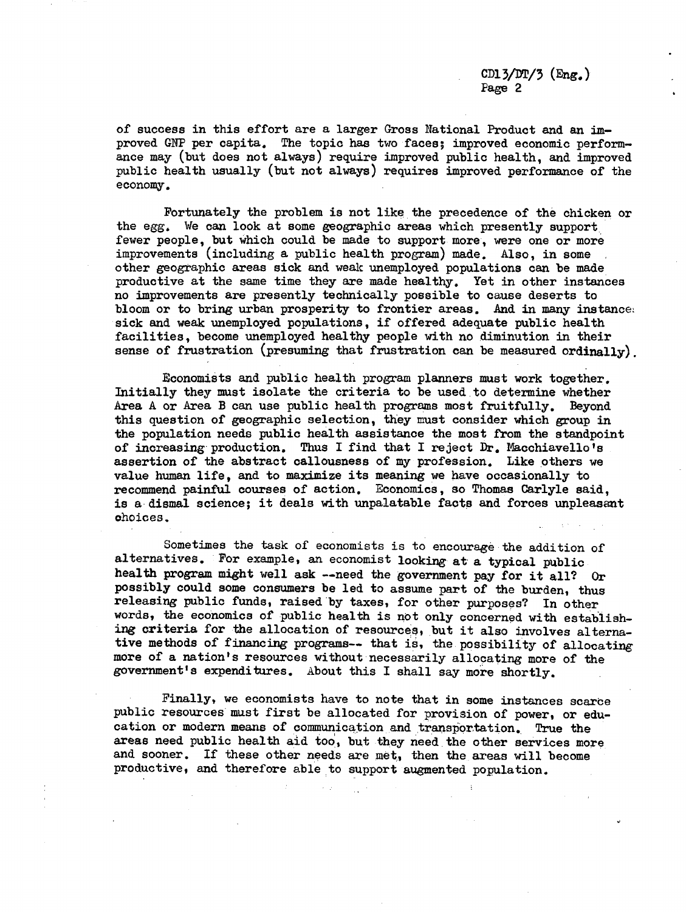of success in this effort are a larger Gross National Product and an improved GNP per capita. The topic has two faces; improved economic performance may (but does not always) require improved public health, and improved public health usually (but not always) requires improved performance of the economy.

Fortunately the problem is not like the precedence of the chicken or the egg. We can look at some geographic areas which presently support fewer people, but which could be made to support more, were one or more improvements (including a public health program) made. Also, in some other geographic areas sick and weak unemployed populations can be made productive at the same time they are made healthy. Yet in other instances no improvements are presently technically possible to cause deserts to bloom or to bring urban prosperity to frontier areas. And in many instances sick and weak unemployed populations, if offered adequate public health facilities, become unemployed healthy people with no diminution in their sense of frustration (presuming that frustration can be measured ordinally).

Economists and public health program planners must work together. Initially they must isolate the criteria to be used to determine whether Area A or Area B can use public health programs most fruitfully. Beyond this question of geographic selection, they must consider which group in the population needs public health assistance the most from the standpoint of increasing production. Thus I find that I reject Dr. Macchiavello's assertion of the abstract callousness of my profession. Like others we value human life, and to maximize its meaning we have occasionally to recommend painful courses of action. Economics, so Thomas Carlyle said, is a dismal science; it deals with unpalatable facts and forces unpleasant choices.

Sometimes the task of economists is to encourage the addition of alternatives. For example, an economist looking at a typical public health program might well ask --need the government pay for it all? Or possibly could some consumers be led to assume part of the burden, thus releasing public funds, raised by taxes, for other purposes? In other words, the economics of public health is not only concerned with establishing criteria for the allocation of resources, but it also involves alternative methods of financing programs-- that is, the possibility of allocating more of a nation's resources without necessarily allocating more of the government's expenditures. About this I shall say more shortly.

Finally, we economists have to note that in some instances scarce public resources must first be allocated for provision of power, or education or modern means of communication and transportation. True the areas need public health aid too, but they need the other services more and sooner. If these other needs are met, then the areas will become productive, and therefore able to support augmented population.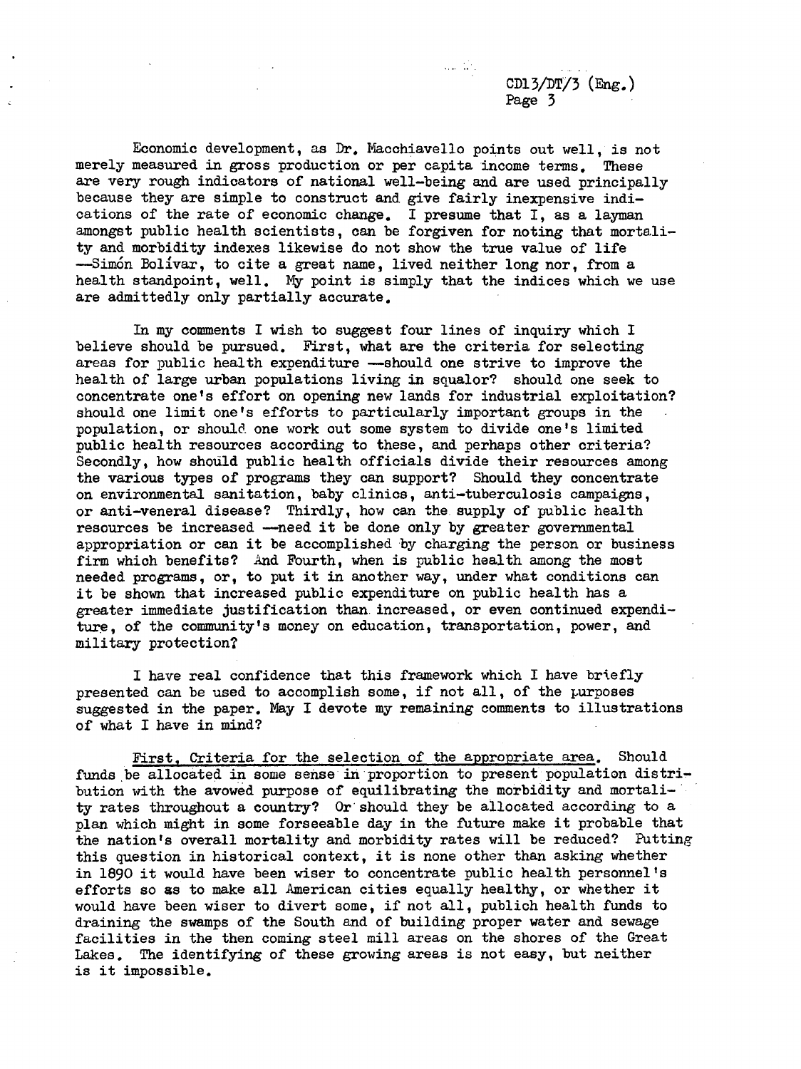Economic development, as Dr. Macchiavello points out well, is not merely measured in gross production or per capita income terms. These are very rough indicators of national well-being and are used principally because they are simple to construct and give fairly inexpensive indications of the rate of economic change. I presume that I, as a layman amongst public health scientists, can be forgiven for noting that mortality and morbidity indexes likewise do not show the true value of life —Simón Bolívar, to cite a great name, lived neither long nor, from a health standpoint, well. My point is simply that the indices which we use are admittedly only partially accurate.

In my comments I wish to suggest four lines of inquiry which I believe should be pursued. First, what are the criteria for selecting areas for public health expenditure —should one strive to improve the health of large urban populations living in squalor? should one seek to concentrate one's effort on opening new lands for industrial exploitation? should one limit one's efforts to particularly important groups in the population, or should one work out some system to divide one's limited public health resources according to these, and perhaps other criteria? Secondly, how should public health officials divide their resources among the various types of programs they can support? Should they concentrate on environmental sanitation, baby clinics, anti-tuberculosis campaigns, or anti-veneral disease? Thirdly, how can the supply of public health resources be increased —need it be done only by greater governmental appropriation or can it be accomplished by charging the person or business firm which benefits? And Fourth, when is public health among the most needed programs, or, to put it in another way, under what conditions can it be shown that increased public expenditure on public health has a greater immediate justification than increased, or even continued expenditure, of the community's money on education, transportation, power, and military protection?

I have real confidence that this framework which I have briefly presented can be used to accomplish some, if not all, of the purposes suggested in the paper. May I devote my remaining comments to illustrations of what I have in mind?

First, Criteria for the selection of the appropriate area. Should funds be allocated in some sense in proportion to present population distribution with the avowed purpose of equilibrating the morbidity and mortality rates throughout a country? Or should they be allocated according to a plan which might in some forseeable day in the future make it probable that the nation's overall mortality and morbidity rates will be reduced? Putting this question in historical context, it is none other than asking whether in 1890 it would have been wiser to concentrate public health personnel's efforts so as to make all American cities equally healthy, or whether it would have been wiser to divert some, if not all, publich health funds to draining the swamps of the South and of building proper water and sewage facilities in the then coming steel mill areas on the shores of the Great Lakes. The identifying of these growing areas is not easy, but neither is it impossible.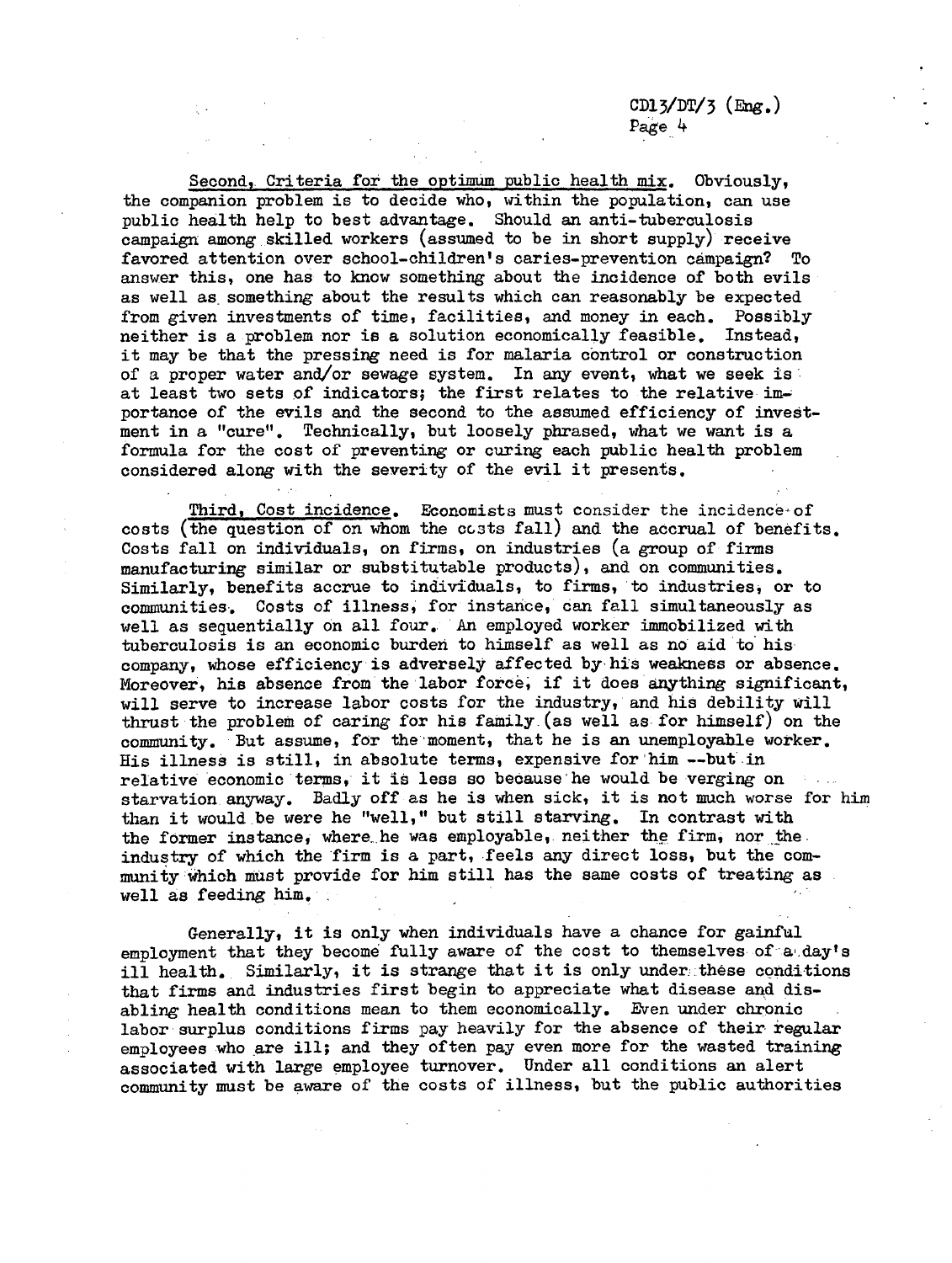<u>Second, Criteria for the optimum public health mix</u>. Obviously, the companion problem is to decide who, within the population, can use public health help to best advantage. Should an anti-tuberculosis campaign among skilled workers (assumed to be in short supply) receive favored attention over school-children's caries-prevention campaign? To answer this, one has to know something about the incidence of both evils as well as something about the results which can reasonably be expected from given investments of time, facilities, and money in each. Possibly neither is a problem nor is a solution economically feasible. Instead, it may be that the pressing need is for malaria control or construction of a proper water and/or sewage system. In any event, what we seek is at least two sets of indicators; the first relates to the relative importance of the evils and the second to the assumed efficiency of investment in a "cure". Technically, but loosely phrased, what we want is a formula for the cost of preventing or curing each public health problem considered along with the severity of the evil it presents.

<u>Third, Cost incidence</u>. Economists must consider the incidence of costs (the question of on whom the costs fall) and the accrual of benefits. Costs fall on individuals, on firms, on industries (a group of firms manufacturing similar or substitutable products), and on communities. Similarly, benefits accrue to individuals, to firms, to industries, or to communities. Costs of illness, for instance, can fall simultaneously as well as sequentially on all four. An employed worker immobilized with tuberculosis is an economic burden to himself as well as no aid to his company, whose efficiency is adversely affected by his weakness or absence. Moreover, his absence from the labor force, if it does anything significant, will serve to increase labor costs for the industry, and his debility will thrust the problem of caring for his family (as well as for himself) on the community. But assume, for the moment, that he is an unemployable worker. His illness is still, in absolute terms, expensive for him --but in relative economic terms, it is less so because he would be verging on starvation anyway. Badly off as he is when sick, it is not much worse for him than it would be were he "well," but still starving. In contrast with the former instance, where he was employable, neither the firm, nor the industry of which the firm is a part, feels any direct loss, but the community which must provide for him still has the same costs of treating as well as feeding him.

Generally, it is only when individuals have a chance for gainful employment that they become fully aware of the cost to themselves of a day's ill health. Similarly, it is strange that it is only under these conditions that firms and industries first begin to appreciate what disease and disabling health conditions mean to them economically. Even under chronic labor surplus conditions firms pay heavily for the absence of their regular employees who are ill; and they often pay even more for the wasted training associated with large employee turnover. Under all conditions an alert community must be aware of the costs of illness, but the public authorities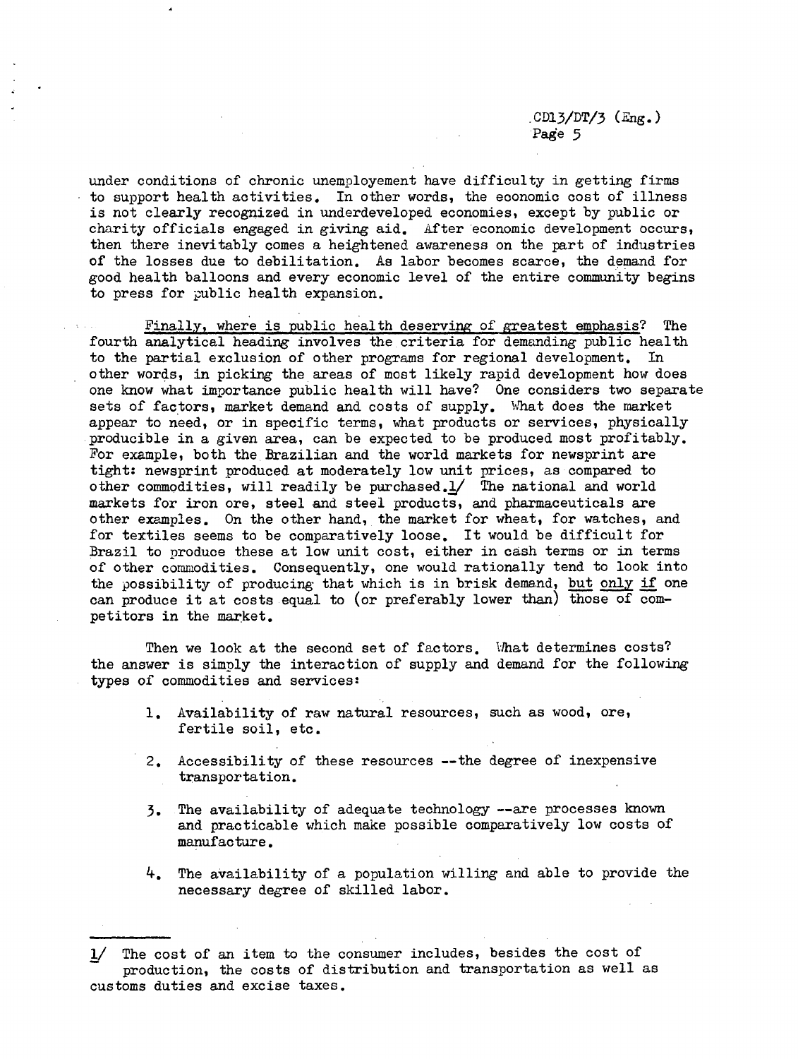under conditions of chronic unemployement have difficulty in getting firms to support health activities. In other words, the economic cost of illness is not clearly recognized in underdeveloped economies, except by public or charity officials engaged in giving aid. After economic development occurs, then there inevitably comes a heightened awareness on the part of industries of the losses due to debilitation. As labor becomes scarce, the demand for good health balloons and every economic level of the entire community begins to press for public health expansion.

Finally, where is public health deserving of greatest emphasis? The fourth analytical heading involves the criteria for demanding public health to the partial exclusion of other programs for regional development. In other words, in picking the areas of most likely rapid development how does one know what importance public health will have? One considers two separate sets of factors, market demand and costs of supply. What does the market appear to need, or in specific terms, what products or services, physically producible in a given area, can be expected to be produced most profitably. For example, both the Brazilian and the world markets for newsprint are tight: newsprint produced at moderately low unit prices, as compared to other commodities, will readily be purchased.[1] The national and world markets for iron ore, steel and steel products, and pharmaceuticals are other examples. On the other hand, the market for wheat, for watches, and for textiles seems to be comparatively loose. It would be difficult for Brazil to produce these at low unit cost, either in cash terms or in terms of other commodities. Consequently, one would rationally tend to look into the possibility of producing that which is in brisk demand, but only if one can produce it at costs equal to (or preferably lower than) those of competitors in the market.

Then we look at the second set of factors. What determines costs? the answer is simply the interaction of supply and demand for the following types of commodities and services:

1. Availability of raw natural resources, such as wood, ore, fertile soil, etc.

2. Accessibility of these resources --the degree of inexpensive transportation.

3. The availability of adequate technology --are processes known and practicable which make possible comparatively low costs of manufacture.

4. The availability of a population willing and able to provide the necessary degree of skilled labor.

---

[1] The cost of an item to the consumer includes, besides the cost of production, the costs of distribution and transportation as well as customs duties and excise taxes.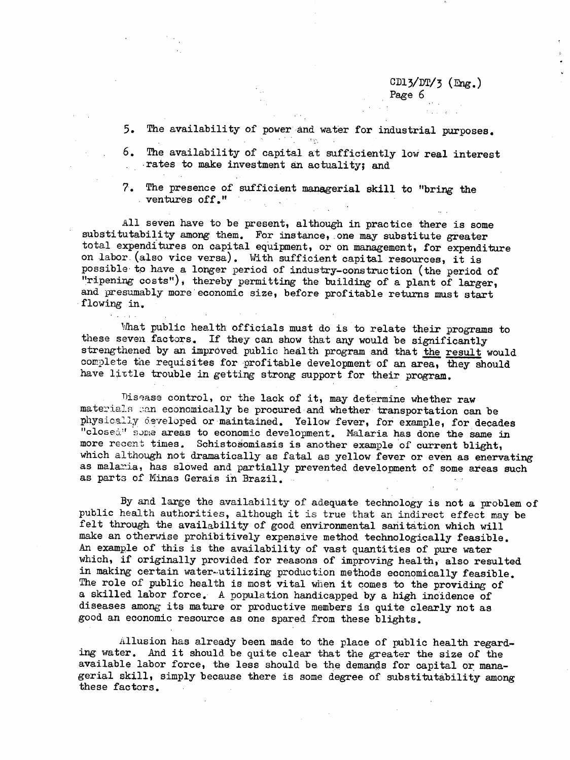5. The availability of power and water for industrial purposes.

6. The availability of capital at sufficiently low real interest rates to make investment an actuality; and

7. The presence of sufficient managerial skill to "bring the ventures off."

All seven have to be present, although in practice there is some substitutability among them. For instance, one may substitute greater total expenditures on capital equipment, or on management, for expenditure on labor (also vice versa). With sufficient capital resources, it is possible to have a longer period of industry-construction (the period of "ripening costs"), thereby permitting the building of a plant of larger, and presumably more economic size, before profitable returns must start flowing in.

What public health officials must do is to relate their programs to these seven factors. If they can show that any would be significantly strengthened by an improved public health program and that the result would complete the requisites for profitable development of an area, they should have little trouble in getting strong support for their program.

Disease control, or the lack of it, may determine whether raw materials can economically be procured and whether transportation can be physically developed or maintained. Yellow fever, for example, for decades "closed" some areas to economic development. Malaria has done the same in more recent times. Schistosomiasis is another example of current blight, which although not dramatically as fatal as yellow fever or even as enervating as malaria, has slowed and partially prevented development of some areas such as parts of Minas Gerais in Brazil.

By and large the availability of adequate technology is not a problem of public health authorities, although it is true that an indirect effect may be felt through the availability of good environmental sanitation which will make an otherwise prohibitively expensive method technologically feasible. An example of this is the availability of vast quantities of pure water which, if originally provided for reasons of improving health, also resulted in making certain water-utilizing production methods economically feasible. The role of public health is most vital when it comes to the providing of a skilled labor force. A population handicapped by a high incidence of diseases among its mature or productive members is quite clearly not as good an economic resource as one spared from these blights.

Allusion has already been made to the place of public health regarding water. And it should be quite clear that the greater the size of the available labor force, the less should be the demands for capital or managerial skill, simply because there is some degree of substitutability among these factors.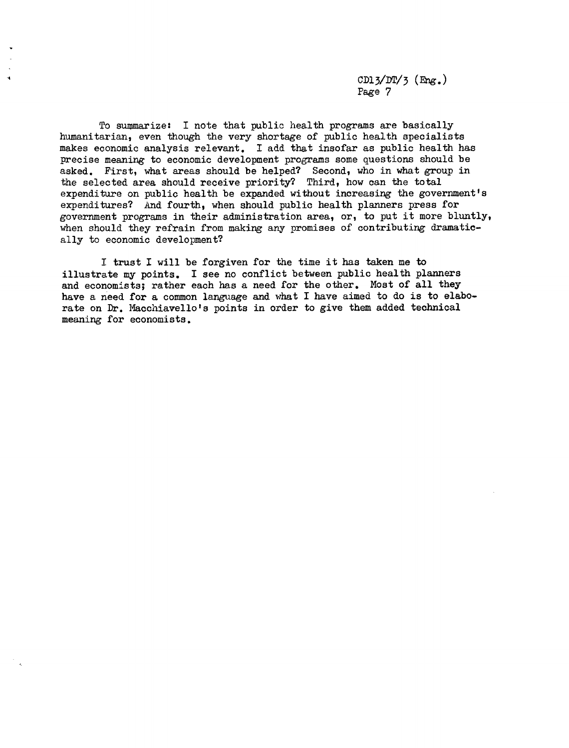To summarize: I note that public health programs are basically humanitarian, even though the very shortage of public health specialists makes economic analysis relevant. I add that insofar as public health has precise meaning to economic development programs some questions should be asked. First, what areas should be helped? Second, who in what group in the selected area should receive priority? Third, how can the total expenditure on public health be expanded without increasing the government's expenditures? And fourth, when should public health planners press for government programs in their administration area, or, to put it more bluntly, when should they refrain from making any promises of contributing dramatically to economic development?

I trust I will be forgiven for the time it has taken me to illustrate my points. I see no conflict between public health planners and economists; rather each has a need for the other. Most of all they have a need for a common language and what I have aimed to do is to elaborate on Dr. Macchiavello's points in order to give them added technical meaning for economists.